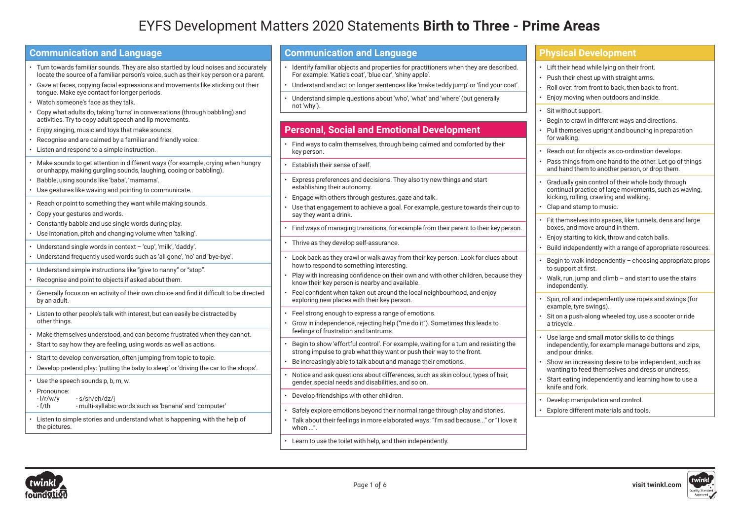# EYFS Development Matters 2020 Statements **Birth to Three - Prime Areas**

## Communication and Language

- Turn towards familiar sounds. They are also startled by loud noises and accurately locate the source of a familiar person's voice, such as their key person or a parent.
- Gaze at faces, copying facial expressions and movements like sticking out their tongue. Make eye contact for longer periods.
- Watch someone's face as they talk.
- Copy what adults do, taking 'turns' in conversations (through babbling) and activities. Try to copy adult speech and lip movements.
- Enjoy singing, music and toys that make sounds.
- Recognise and are calmed by a familiar and friendly voice.
- Listen and respond to a simple instruction.

---

- Make sounds to get attention in different ways (for example, crying when hungry or unhappy, making gurgling sounds, laughing, cooing or babbling).
- Babble, using sounds like 'baba', 'mamama'.
- Use gestures like waving and pointing to communicate.

---

- Reach or point to something they want while making sounds.
- Copy your gestures and words.
- Constantly babble and use single words during play.
- Use intonation, pitch and changing volume when 'talking'.

---

- Understand single words in context – 'cup', 'milk', 'daddy'.
- Understand frequently used words such as 'all gone', 'no' and 'bye-bye'.

---

- Understand simple instructions like "give to nanny" or "stop".
- Recognise and point to objects if asked about them.

---

- Generally focus on an activity of their own choice and find it difficult to be directed by an adult.

---

- Listen to other people's talk with interest, but can easily be distracted by other things.

---

- Make themselves understood, and can become frustrated when they cannot.
- Start to say how they are feeling, using words as well as actions.

---

- Start to develop conversation, often jumping from topic to topic.
- Develop pretend play: 'putting the baby to sleep' or 'driving the car to the shops'.

---

- Use the speech sounds p, b, m, w.
- Pronounce:
  - l/r/w/y
  - s/sh/ch/dz/j
  - f/th
  - multi-syllabic words such as 'banana' and 'computer'

---

- Listen to simple stories and understand what is happening, with the help of the pictures.

## Communication and Language

- Identify familiar objects and properties for practitioners when they are described. For example: 'Katie's coat', 'blue car', 'shiny apple'.
- Understand and act on longer sentences like 'make teddy jump' or 'find your coat'.

---

- Understand simple questions about 'who', 'what' and 'where' (but generally not 'why').

## Personal, Social and Emotional Development

- Find ways to calm themselves, through being calmed and comforted by their key person.

---

- Establish their sense of self.

---

- Express preferences and decisions. They also try new things and start establishing their autonomy.
- Engage with others through gestures, gaze and talk.
- Use that engagement to achieve a goal. For example, gesture towards their cup to say they want a drink.

---

- Find ways of managing transitions, for example from their parent to their key person.

---

- Thrive as they develop self-assurance.

---

- Look back as they crawl or walk away from their key person. Look for clues about how to respond to something interesting.
- Play with increasing confidence on their own and with other children, because they know their key person is nearby and available.
- Feel confident when taken out around the local neighbourhood, and enjoy exploring new places with their key person.

---

- Feel strong enough to express a range of emotions.
- Grow in independence, rejecting help ("me do it"). Sometimes this leads to feelings of frustration and tantrums.

---

- Begin to show 'effortful control'. For example, waiting for a turn and resisting the strong impulse to grab what they want or push their way to the front.
- Be increasingly able to talk about and manage their emotions.

---

- Notice and ask questions about differences, such as skin colour, types of hair, gender, special needs and disabilities, and so on.

---

- Develop friendships with other children.

---

- Safely explore emotions beyond their normal range through play and stories.
- Talk about their feelings in more elaborated ways: "I'm sad because..." or "I love it when ...".

---

- Learn to use the toilet with help, and then independently.

## Physical Development

- Lift their head while lying on their front.
- Push their chest up with straight arms.
- Roll over: from front to back, then back to front.
- Enjoy moving when outdoors and inside.

---

- Sit without support.
- Begin to crawl in different ways and directions.
- Pull themselves upright and bouncing in preparation for walking.

---

- Reach out for objects as co-ordination develops.
- Pass things from one hand to the other. Let go of things and hand them to another person, or drop them.

---

- Gradually gain control of their whole body through continual practice of large movements, such as waving, kicking, rolling, crawling and walking.
- Clap and stamp to music.

---

- Fit themselves into spaces, like tunnels, dens and large boxes, and move around in them.
- Enjoy starting to kick, throw and catch balls.
- Build independently with a range of appropriate resources.

---

- Begin to walk independently – choosing appropriate props to support at first.
- Walk, run, jump and climb – and start to use the stairs independently.

---

- Spin, roll and independently use ropes and swings (for example, tyre swings).
- Sit on a push-along wheeled toy, use a scooter or ride a tricycle.

---

- Use large and small motor skills to do things independently, for example manage buttons and zips, and pour drinks.
- Show an increasing desire to be independent, such as wanting to feed themselves and dress or undress.
- Start eating independently and learning how to use a knife and fork.

---

- Develop manipulation and control.
- Explore different materials and tools.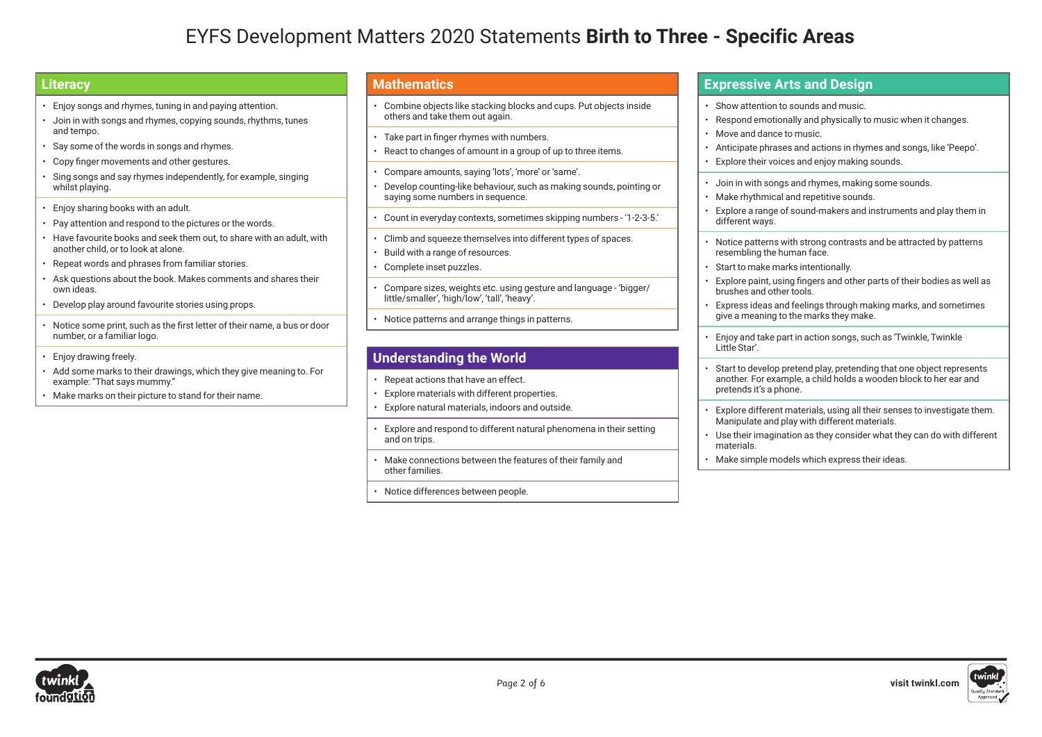# EYFS Development Matters 2020 Statements **Birth to Three - Specific Areas**

## Literacy

- Enjoy songs and rhymes, tuning in and paying attention.
- Join in with songs and rhymes, copying sounds, rhythms, tunes and tempo.
- Say some of the words in songs and rhymes.
- Copy finger movements and other gestures.
- Sing songs and say rhymes independently, for example, singing whilst playing.

- Enjoy sharing books with an adult.
- Pay attention and respond to the pictures or the words.
- Have favourite books and seek them out, to share with an adult, with another child, or to look at alone.
- Repeat words and phrases from familiar stories.
- Ask questions about the book. Makes comments and shares their own ideas.
- Develop play around favourite stories using props.

- Notice some print, such as the first letter of their name, a bus or door number, or a familiar logo.

- Enjoy drawing freely.
- Add some marks to their drawings, which they give meaning to. For example: "That says mummy."
- Make marks on their picture to stand for their name.

## Mathematics

- Combine objects like stacking blocks and cups. Put objects inside others and take them out again.

- Take part in finger rhymes with numbers.
- React to changes of amount in a group of up to three items.

- Compare amounts, saying 'lots', 'more' or 'same'.
- Develop counting-like behaviour, such as making sounds, pointing or saying some numbers in sequence.

- Count in everyday contexts, sometimes skipping numbers - '1-2-3-5.'

- Climb and squeeze themselves into different types of spaces.
- Build with a range of resources.
- Complete inset puzzles.

- Compare sizes, weights etc. using gesture and language - 'bigger/little/smaller', 'high/low', 'tall', 'heavy'.

- Notice patterns and arrange things in patterns.

## Understanding the World

- Repeat actions that have an effect.
- Explore materials with different properties.
- Explore natural materials, indoors and outside.

- Explore and respond to different natural phenomena in their setting and on trips.

- Make connections between the features of their family and other families.

- Notice differences between people.

## Expressive Arts and Design

- Show attention to sounds and music.
- Respond emotionally and physically to music when it changes.
- Move and dance to music.
- Anticipate phrases and actions in rhymes and songs, like 'Peepo'.
- Explore their voices and enjoy making sounds.

- Join in with songs and rhymes, making some sounds.
- Make rhythmical and repetitive sounds.
- Explore a range of sound-makers and instruments and play them in different ways.

- Notice patterns with strong contrasts and be attracted by patterns resembling the human face.
- Start to make marks intentionally.
- Explore paint, using fingers and other parts of their bodies as well as brushes and other tools.
- Express ideas and feelings through making marks, and sometimes give a meaning to the marks they make.

- Enjoy and take part in action songs, such as 'Twinkle, Twinkle Little Star'.

- Start to develop pretend play, pretending that one object represents another. For example, a child holds a wooden block to her ear and pretends it's a phone.

- Explore different materials, using all their senses to investigate them. Manipulate and play with different materials.
- Use their imagination as they consider what they can do with different materials.
- Make simple models which express their ideas.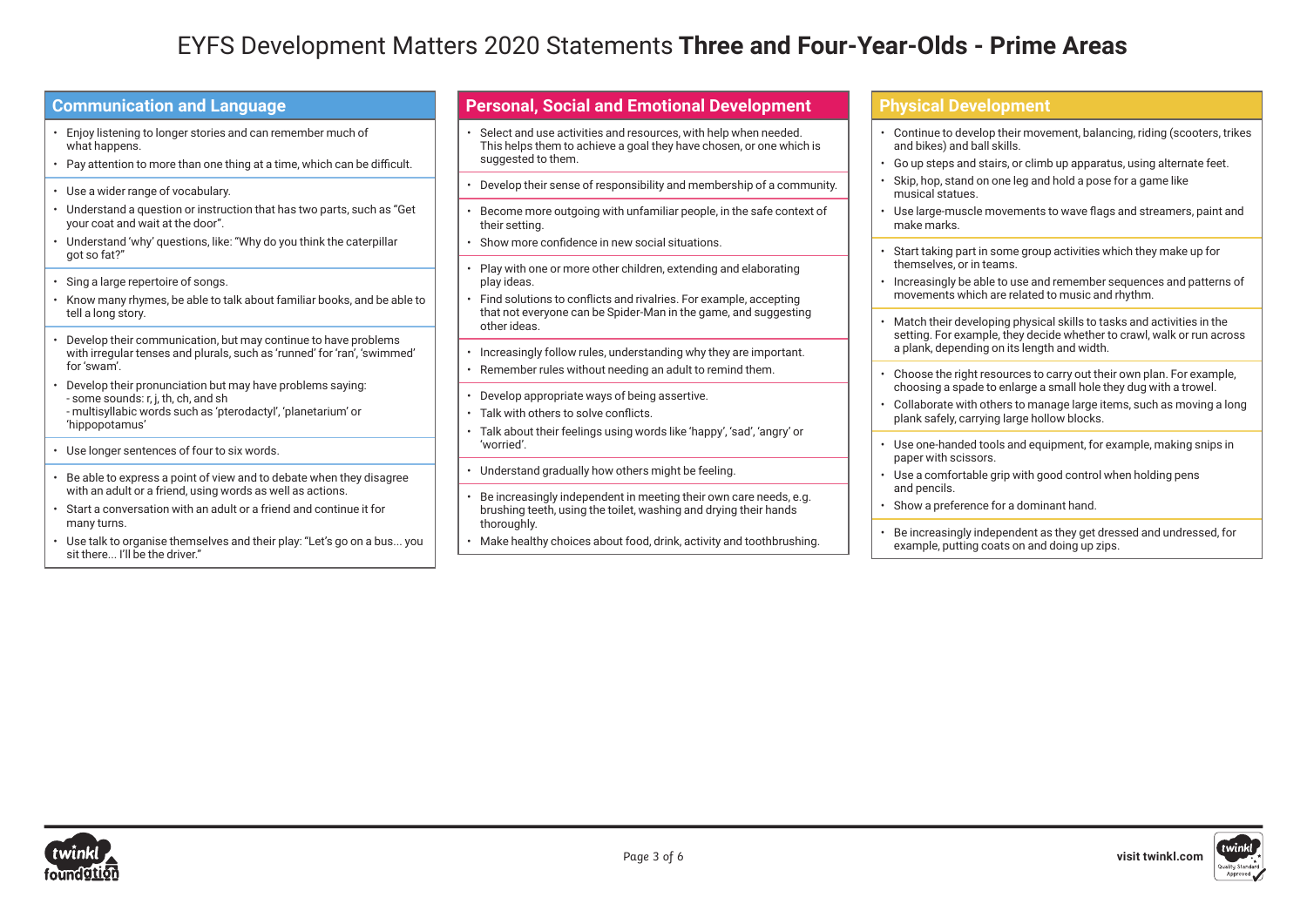# EYFS Development Matters 2020 Statements **Three and Four-Year-Olds - Prime Areas**

## Communication and Language

- Enjoy listening to longer stories and can remember much of what happens.
- Pay attention to more than one thing at a time, which can be difficult.

- Use a wider range of vocabulary.
- Understand a question or instruction that has two parts, such as "Get your coat and wait at the door".
- Understand 'why' questions, like: "Why do you think the caterpillar got so fat?"

- Sing a large repertoire of songs.
- Know many rhymes, be able to talk about familiar books, and be able to tell a long story.

- Develop their communication, but may continue to have problems with irregular tenses and plurals, such as 'runned' for 'ran', 'swimmed' for 'swam'.
- Develop their pronunciation but may have problems saying:
  - some sounds: r, j, th, ch, and sh
  - multisyllabic words such as 'pterodactyl', 'planetarium' or 'hippopotamus'

- Use longer sentences of four to six words.

- Be able to express a point of view and to debate when they disagree with an adult or a friend, using words as well as actions.
- Start a conversation with an adult or a friend and continue it for many turns.
- Use talk to organise themselves and their play: "Let's go on a bus... you sit there... I'll be the driver."

## Personal, Social and Emotional Development

- Select and use activities and resources, with help when needed. This helps them to achieve a goal they have chosen, or one which is suggested to them.

- Develop their sense of responsibility and membership of a community.

- Become more outgoing with unfamiliar people, in the safe context of their setting.
- Show more confidence in new social situations.

- Play with one or more other children, extending and elaborating play ideas.
- Find solutions to conflicts and rivalries. For example, accepting that not everyone can be Spider-Man in the game, and suggesting other ideas.

- Increasingly follow rules, understanding why they are important.
- Remember rules without needing an adult to remind them.

- Develop appropriate ways of being assertive.
- Talk with others to solve conflicts.
- Talk about their feelings using words like 'happy', 'sad', 'angry' or 'worried'.

- Understand gradually how others might be feeling.

- Be increasingly independent in meeting their own care needs, e.g. brushing teeth, using the toilet, washing and drying their hands thoroughly.
- Make healthy choices about food, drink, activity and toothbrushing.

## Physical Development

- Continue to develop their movement, balancing, riding (scooters, trikes and bikes) and ball skills.
- Go up steps and stairs, or climb up apparatus, using alternate feet.
- Skip, hop, stand on one leg and hold a pose for a game like musical statues.
- Use large-muscle movements to wave flags and streamers, paint and make marks.

- Start taking part in some group activities which they make up for themselves, or in teams.
- Increasingly be able to use and remember sequences and patterns of movements which are related to music and rhythm.

- Match their developing physical skills to tasks and activities in the setting. For example, they decide whether to crawl, walk or run across a plank, depending on its length and width.

- Choose the right resources to carry out their own plan. For example, choosing a spade to enlarge a small hole they dug with a trowel.
- Collaborate with others to manage large items, such as moving a long plank safely, carrying large hollow blocks.

- Use one-handed tools and equipment, for example, making snips in paper with scissors.
- Use a comfortable grip with good control when holding pens and pencils.
- Show a preference for a dominant hand.

- Be increasingly independent as they get dressed and undressed, for example, putting coats on and doing up zips.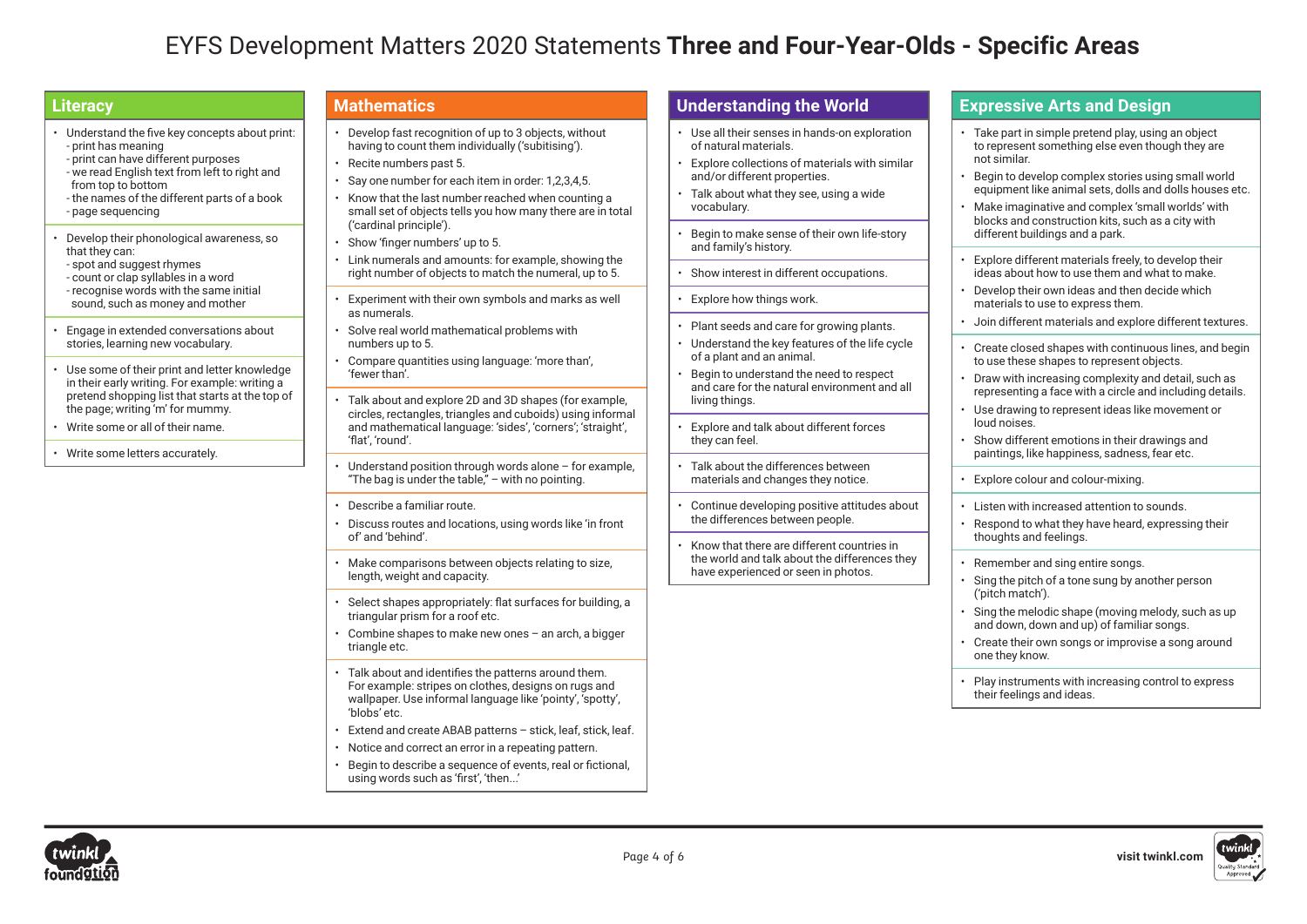# EYFS Development Matters 2020 Statements **Three and Four-Year-Olds - Specific Areas**

## Literacy

- Understand the five key concepts about print:
  - print has meaning
  - print can have different purposes
  - we read English text from left to right and from top to bottom
  - the names of the different parts of a book
  - page sequencing

- Develop their phonological awareness, so that they can:
  - spot and suggest rhymes
  - count or clap syllables in a word
  - recognise words with the same initial sound, such as money and mother

- Engage in extended conversations about stories, learning new vocabulary.

- Use some of their print and letter knowledge in their early writing. For example: writing a pretend shopping list that starts at the top of the page; writing 'm' for mummy.
- Write some or all of their name.

- Write some letters accurately.

## Mathematics

- Develop fast recognition of up to 3 objects, without having to count them individually ('subitising').
- Recite numbers past 5.
- Say one number for each item in order: 1,2,3,4,5.
- Know that the last number reached when counting a small set of objects tells you how many there are in total ('cardinal principle').
- Show 'finger numbers' up to 5.
- Link numerals and amounts: for example, showing the right number of objects to match the numeral, up to 5.

- Experiment with their own symbols and marks as well as numerals.
- Solve real world mathematical problems with numbers up to 5.
- Compare quantities using language: 'more than', 'fewer than'.

- Talk about and explore 2D and 3D shapes (for example, circles, rectangles, triangles and cuboids) using informal and mathematical language: 'sides', 'corners'; 'straight', 'flat', 'round'.

- Understand position through words alone – for example, "The bag is under the table," – with no pointing.

- Describe a familiar route.
- Discuss routes and locations, using words like 'in front of' and 'behind'.

- Make comparisons between objects relating to size, length, weight and capacity.

- Select shapes appropriately: flat surfaces for building, a triangular prism for a roof etc.
- Combine shapes to make new ones – an arch, a bigger triangle etc.

- Talk about and identifies the patterns around them. For example: stripes on clothes, designs on rugs and wallpaper. Use informal language like 'pointy', 'spotty', 'blobs' etc.
- Extend and create ABAB patterns – stick, leaf, stick, leaf.
- Notice and correct an error in a repeating pattern.
- Begin to describe a sequence of events, real or fictional, using words such as 'first', 'then...'

## Understanding the World

- Use all their senses in hands-on exploration of natural materials.
- Explore collections of materials with similar and/or different properties.
- Talk about what they see, using a wide vocabulary.

- Begin to make sense of their own life-story and family's history.

- Show interest in different occupations.

- Explore how things work.

- Plant seeds and care for growing plants.
- Understand the key features of the life cycle of a plant and an animal.
- Begin to understand the need to respect and care for the natural environment and all living things.

- Explore and talk about different forces they can feel.

- Talk about the differences between materials and changes they notice.

- Continue developing positive attitudes about the differences between people.

- Know that there are different countries in the world and talk about the differences they have experienced or seen in photos.

## Expressive Arts and Design

- Take part in simple pretend play, using an object to represent something else even though they are not similar.
- Begin to develop complex stories using small world equipment like animal sets, dolls and dolls houses etc.
- Make imaginative and complex 'small worlds' with blocks and construction kits, such as a city with different buildings and a park.

- Explore different materials freely, to develop their ideas about how to use them and what to make.
- Develop their own ideas and then decide which materials to use to express them.
- Join different materials and explore different textures.

- Create closed shapes with continuous lines, and begin to use these shapes to represent objects.
- Draw with increasing complexity and detail, such as representing a face with a circle and including details.
- Use drawing to represent ideas like movement or loud noises.
- Show different emotions in their drawings and paintings, like happiness, sadness, fear etc.

- Explore colour and colour-mixing.

- Listen with increased attention to sounds.
- Respond to what they have heard, expressing their thoughts and feelings.

- Remember and sing entire songs.
- Sing the pitch of a tone sung by another person ('pitch match').
- Sing the melodic shape (moving melody, such as up and down, down and up) of familiar songs.
- Create their own songs or improvise a song around one they know.

- Play instruments with increasing control to express their feelings and ideas.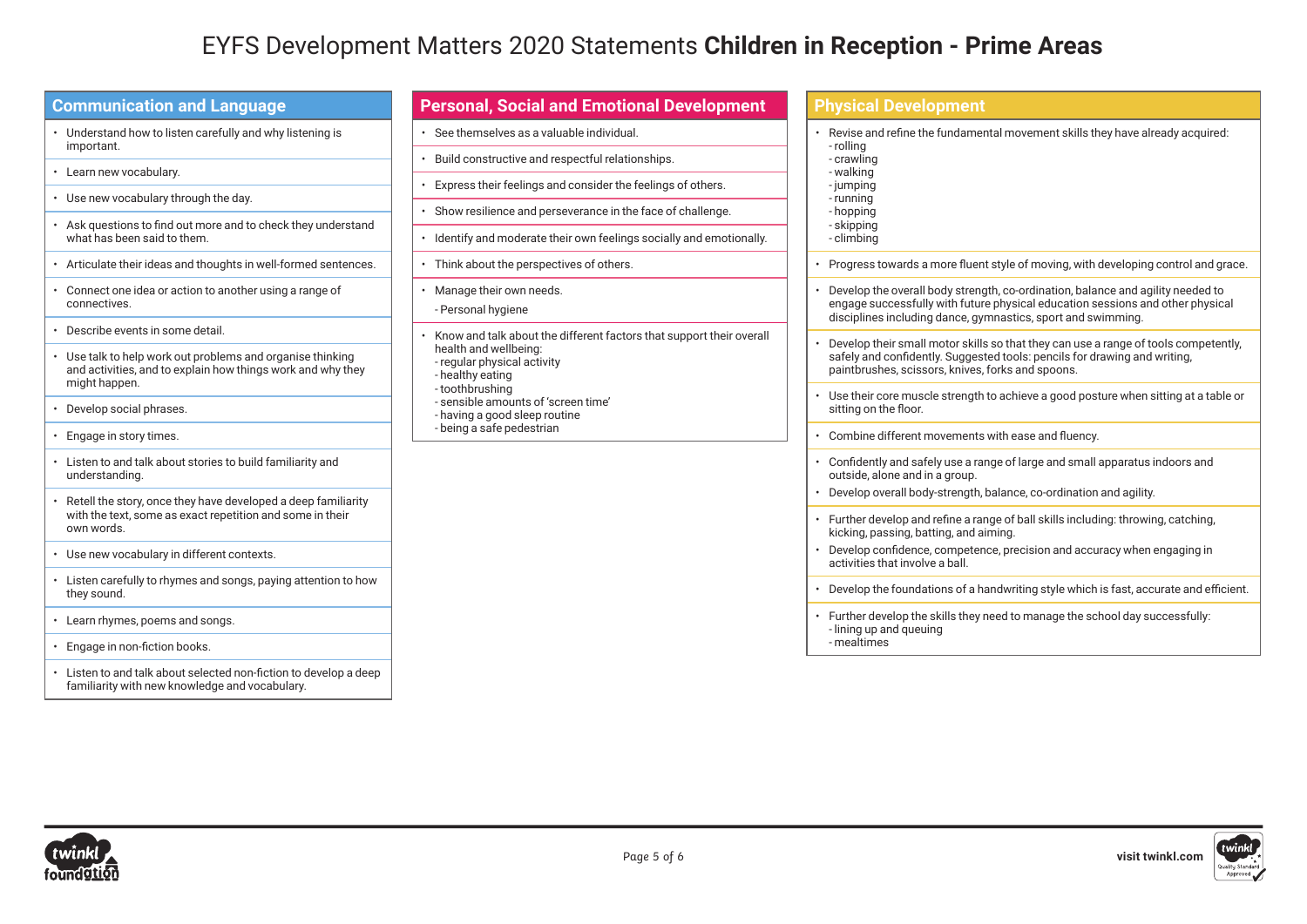# EYFS Development Matters 2020 Statements **Children in Reception - Prime Areas**

## Communication and Language

- Understand how to listen carefully and why listening is important.
- Learn new vocabulary.
- Use new vocabulary through the day.
- Ask questions to find out more and to check they understand what has been said to them.
- Articulate their ideas and thoughts in well-formed sentences.
- Connect one idea or action to another using a range of connectives.
- Describe events in some detail.
- Use talk to help work out problems and organise thinking and activities, and to explain how things work and why they might happen.
- Develop social phrases.
- Engage in story times.
- Listen to and talk about stories to build familiarity and understanding.
- Retell the story, once they have developed a deep familiarity with the text, some as exact repetition and some in their own words.
- Use new vocabulary in different contexts.
- Listen carefully to rhymes and songs, paying attention to how they sound.
- Learn rhymes, poems and songs.
- Engage in non-fiction books.
- Listen to and talk about selected non-fiction to develop a deep familiarity with new knowledge and vocabulary.

## Personal, Social and Emotional Development

- See themselves as a valuable individual.
- Build constructive and respectful relationships.
- Express their feelings and consider the feelings of others.
- Show resilience and perseverance in the face of challenge.
- Identify and moderate their own feelings socially and emotionally.
- Think about the perspectives of others.
- Manage their own needs.
  - Personal hygiene
- Know and talk about the different factors that support their overall health and wellbeing:
  - regular physical activity
  - healthy eating
  - toothbrushing
  - sensible amounts of 'screen time'
  - having a good sleep routine
  - being a safe pedestrian

## Physical Development

- Revise and refine the fundamental movement skills they have already acquired:
  - rolling
  - crawling
  - walking
  - jumping
  - running
  - hopping
  - skipping
  - climbing
- Progress towards a more fluent style of moving, with developing control and grace.
- Develop the overall body strength, co-ordination, balance and agility needed to engage successfully with future physical education sessions and other physical disciplines including dance, gymnastics, sport and swimming.
- Develop their small motor skills so that they can use a range of tools competently, safely and confidently. Suggested tools: pencils for drawing and writing, paintbrushes, scissors, knives, forks and spoons.
- Use their core muscle strength to achieve a good posture when sitting at a table or sitting on the floor.
- Combine different movements with ease and fluency.
- Confidently and safely use a range of large and small apparatus indoors and outside, alone and in a group.
- Develop overall body-strength, balance, co-ordination and agility.
- Further develop and refine a range of ball skills including: throwing, catching, kicking, passing, batting, and aiming.
- Develop confidence, competence, precision and accuracy when engaging in activities that involve a ball.
- Develop the foundations of a handwriting style which is fast, accurate and efficient.
- Further develop the skills they need to manage the school day successfully:
  - lining up and queuing
  - mealtimes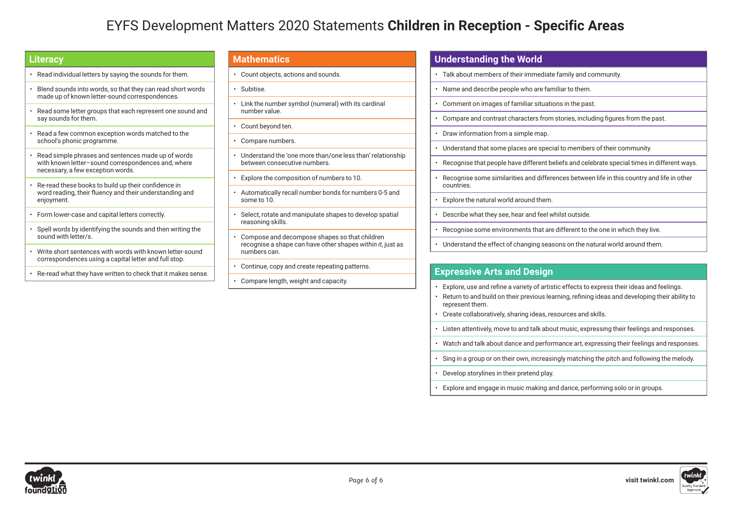# EYFS Development Matters 2020 Statements **Children in Reception - Specific Areas**

## Literacy

- Read individual letters by saying the sounds for them.
- Blend sounds into words, so that they can read short words made up of known letter-sound correspondences.
- Read some letter groups that each represent one sound and say sounds for them.
- Read a few common exception words matched to the school's phonic programme.
- Read simple phrases and sentences made up of words with known letter–sound correspondences and, where necessary, a few exception words.
- Re-read these books to build up their confidence in word reading, their fluency and their understanding and enjoyment.
- Form lower-case and capital letters correctly.
- Spell words by identifying the sounds and then writing the sound with letter/s.
- Write short sentences with words with known letter-sound correspondences using a capital letter and full stop.
- Re-read what they have written to check that it makes sense.

## Mathematics

- Count objects, actions and sounds.
- Subitise.
- Link the number symbol (numeral) with its cardinal number value.
- Count beyond ten.
- Compare numbers.
- Understand the 'one more than/one less than' relationship between consecutive numbers.
- Explore the composition of numbers to 10.
- Automatically recall number bonds for numbers 0-5 and some to 10.
- Select, rotate and manipulate shapes to develop spatial reasoning skills.
- Compose and decompose shapes so that children recognise a shape can have other shapes *within it*, just as numbers can.
- Continue, copy and create repeating patterns.
- Compare length, weight and capacity.

## Understanding the World

- Talk about members of their immediate family and community.
- Name and describe people who are familiar to them.
- Comment on images of familiar situations in the past.
- Compare and contrast characters from stories, including figures from the past.
- Draw information from a simple map.
- Understand that some places are special to members of their community.
- Recognise that people have different beliefs and celebrate special times in different ways.
- Recognise some similarities and differences between life in this country and life in other countries.
- Explore the natural world around them.
- Describe what they see, hear and feel whilst outside.
- Recognise some environments that are different to the one in which they live.
- Understand the effect of changing seasons on the natural world around them.

## Expressive Arts and Design

- Explore, use and refine a variety of artistic effects to express their ideas and feelings.
- Return to and build on their previous learning, refining ideas and developing their ability to represent them.
- Create collaboratively, sharing ideas, resources and skills.
- Listen attentively, move to and talk about music, expressing their feelings and responses.
- Watch and talk about dance and performance art, expressing their feelings and responses.
- Sing in a group or on their own, increasingly matching the pitch and following the melody.
- Develop storylines in their pretend play.
- Explore and engage in music making and dance, performing solo or in groups.